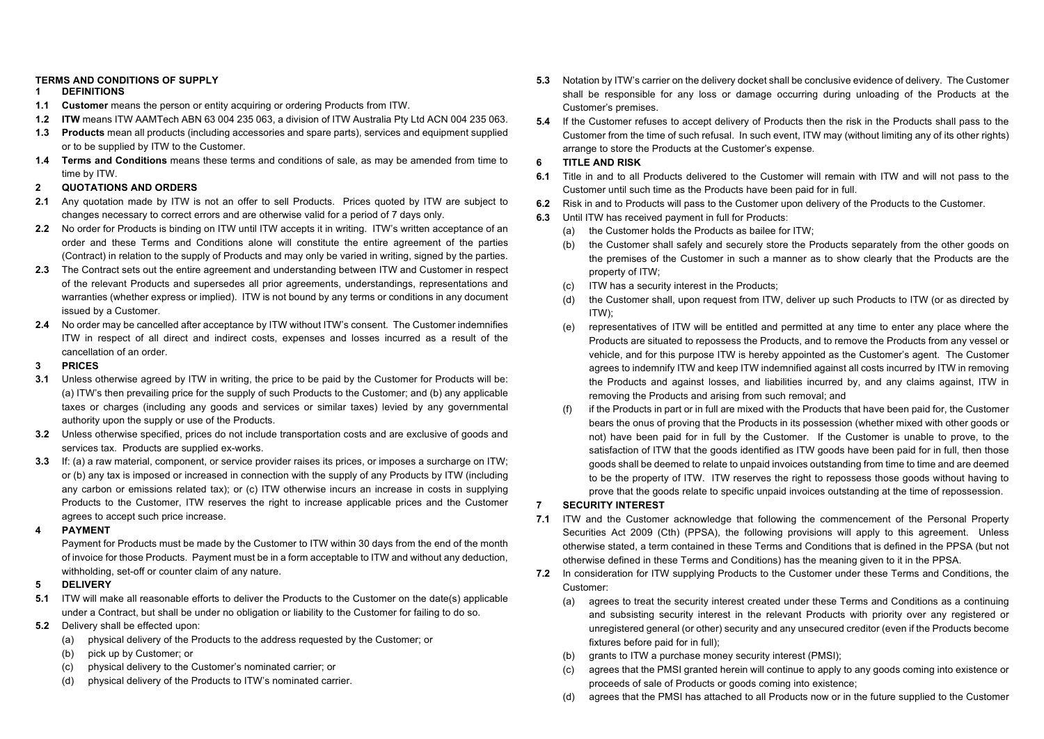# TERMS AND CONDITIONS OF SUPPLY

## 1 DEFINITIONS

**1.1** **Customer** means the person or entity acquiring or ordering Products from ITW.

**1.2** **ITW** means ITW AAMTech ABN 63 004 235 063, a division of ITW Australia Pty Ltd ACN 004 235 063.

**1.3** **Products** mean all products (including accessories and spare parts), services and equipment supplied or to be supplied by ITW to the Customer.

**1.4** **Terms and Conditions** means these terms and conditions of sale, as may be amended from time to time by ITW.

## 2 QUOTATIONS AND ORDERS

**2.1** Any quotation made by ITW is not an offer to sell Products. Prices quoted by ITW are subject to changes necessary to correct errors and are otherwise valid for a period of 7 days only.

**2.2** No order for Products is binding on ITW until ITW accepts it in writing. ITW's written acceptance of an order and these Terms and Conditions alone will constitute the entire agreement of the parties (Contract) in relation to the supply of Products and may only be varied in writing, signed by the parties.

**2.3** The Contract sets out the entire agreement and understanding between ITW and Customer in respect of the relevant Products and supersedes all prior agreements, understandings, representations and warranties (whether express or implied). ITW is not bound by any terms or conditions in any document issued by a Customer.

**2.4** No order may be cancelled after acceptance by ITW without ITW's consent. The Customer indemnifies ITW in respect of all direct and indirect costs, expenses and losses incurred as a result of the cancellation of an order.

## 3 PRICES

**3.1** Unless otherwise agreed by ITW in writing, the price to be paid by the Customer for Products will be: (a) ITW's then prevailing price for the supply of such Products to the Customer; and (b) any applicable taxes or charges (including any goods and services or similar taxes) levied by any governmental authority upon the supply or use of the Products.

**3.2** Unless otherwise specified, prices do not include transportation costs and are exclusive of goods and services tax. Products are supplied ex-works.

**3.3** If: (a) a raw material, component, or service provider raises its prices, or imposes a surcharge on ITW; or (b) any tax is imposed or increased in connection with the supply of any Products by ITW (including any carbon or emissions related tax); or (c) ITW otherwise incurs an increase in costs in supplying Products to the Customer, ITW reserves the right to increase applicable prices and the Customer agrees to accept such price increase.

## 4 PAYMENT

Payment for Products must be made by the Customer to ITW within 30 days from the end of the month of invoice for those Products. Payment must be in a form acceptable to ITW and without any deduction, withholding, set-off or counter claim of any nature.

## 5 DELIVERY

**5.1** ITW will make all reasonable efforts to deliver the Products to the Customer on the date(s) applicable under a Contract, but shall be under no obligation or liability to the Customer for failing to do so.

**5.2** Delivery shall be effected upon:

(a) physical delivery of the Products to the address requested by the Customer; or

(b) pick up by Customer; or

(c) physical delivery to the Customer's nominated carrier; or

(d) physical delivery of the Products to ITW's nominated carrier.

**5.3** Notation by ITW's carrier on the delivery docket shall be conclusive evidence of delivery. The Customer shall be responsible for any loss or damage occurring during unloading of the Products at the Customer's premises.

**5.4** If the Customer refuses to accept delivery of Products then the risk in the Products shall pass to the Customer from the time of such refusal. In such event, ITW may (without limiting any of its other rights) arrange to store the Products at the Customer's expense.

## 6 TITLE AND RISK

**6.1** Title in and to all Products delivered to the Customer will remain with ITW and will not pass to the Customer until such time as the Products have been paid for in full.

**6.2** Risk in and to Products will pass to the Customer upon delivery of the Products to the Customer.

**6.3** Until ITW has received payment in full for Products:

(a) the Customer holds the Products as bailee for ITW;

(b) the Customer shall safely and securely store the Products separately from the other goods on the premises of the Customer in such a manner as to show clearly that the Products are the property of ITW;

(c) ITW has a security interest in the Products;

(d) the Customer shall, upon request from ITW, deliver up such Products to ITW (or as directed by ITW);

(e) representatives of ITW will be entitled and permitted at any time to enter any place where the Products are situated to repossess the Products, and to remove the Products from any vessel or vehicle, and for this purpose ITW is hereby appointed as the Customer's agent. The Customer agrees to indemnify ITW and keep ITW indemnified against all costs incurred by ITW in removing the Products and against losses, and liabilities incurred by, and any claims against, ITW in removing the Products and arising from such removal; and

(f) if the Products in part or in full are mixed with the Products that have been paid for, the Customer bears the onus of proving that the Products in its possession (whether mixed with other goods or not) have been paid for in full by the Customer. If the Customer is unable to prove, to the satisfaction of ITW that the goods identified as ITW goods have been paid for in full, then those goods shall be deemed to relate to unpaid invoices outstanding from time to time and are deemed to be the property of ITW. ITW reserves the right to repossess those goods without having to prove that the goods relate to specific unpaid invoices outstanding at the time of repossession.

## 7 SECURITY INTEREST

**7.1** ITW and the Customer acknowledge that following the commencement of the Personal Property Securities Act 2009 (Cth) (PPSA), the following provisions will apply to this agreement. Unless otherwise stated, a term contained in these Terms and Conditions that is defined in the PPSA (but not otherwise defined in these Terms and Conditions) has the meaning given to it in the PPSA.

**7.2** In consideration for ITW supplying Products to the Customer under these Terms and Conditions, the Customer:

(a) agrees to treat the security interest created under these Terms and Conditions as a continuing and subsisting security interest in the relevant Products with priority over any registered or unregistered general (or other) security and any unsecured creditor (even if the Products become fixtures before paid for in full);

(b) grants to ITW a purchase money security interest (PMSI);

(c) agrees that the PMSI granted herein will continue to apply to any goods coming into existence or proceeds of sale of Products or goods coming into existence;

(d) agrees that the PMSI has attached to all Products now or in the future supplied to the Customer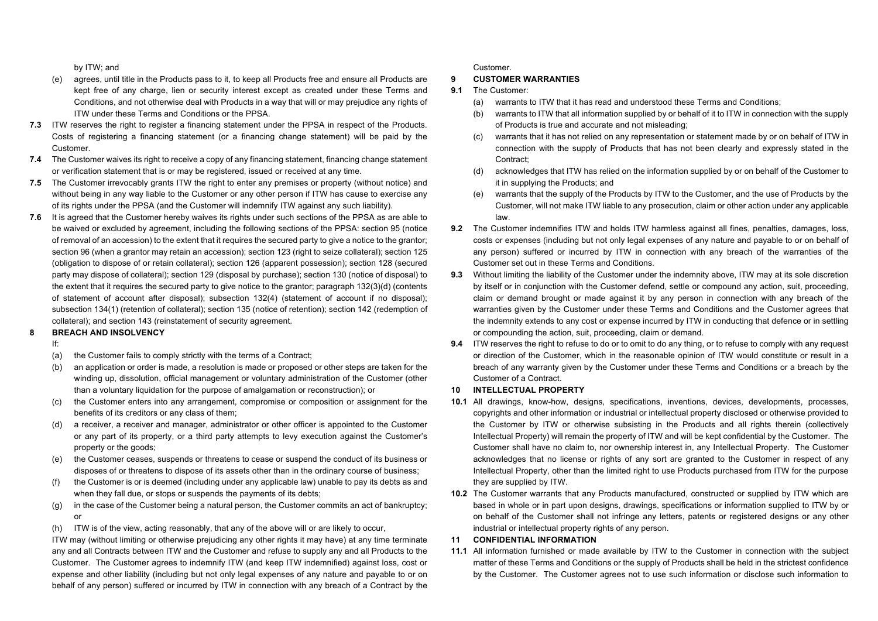by ITW; and

(e) agrees, until title in the Products pass to it, to keep all Products free and ensure all Products are kept free of any charge, lien or security interest except as created under these Terms and Conditions, and not otherwise deal with Products in a way that will or may prejudice any rights of ITW under these Terms and Conditions or the PPSA.

**7.3** ITW reserves the right to register a financing statement under the PPSA in respect of the Products. Costs of registering a financing statement (or a financing change statement) will be paid by the Customer.

**7.4** The Customer waives its right to receive a copy of any financing statement, financing change statement or verification statement that is or may be registered, issued or received at any time.

**7.5** The Customer irrevocably grants ITW the right to enter any premises or property (without notice) and without being in any way liable to the Customer or any other person if ITW has cause to exercise any of its rights under the PPSA (and the Customer will indemnify ITW against any such liability).

**7.6** It is agreed that the Customer hereby waives its rights under such sections of the PPSA as are able to be waived or excluded by agreement, including the following sections of the PPSA: section 95 (notice of removal of an accession) to the extent that it requires the secured party to give a notice to the grantor; section 96 (when a grantor may retain an accession); section 123 (right to seize collateral); section 125 (obligation to dispose of or retain collateral); section 126 (apparent possession); section 128 (secured party may dispose of collateral); section 129 (disposal by purchase); section 130 (notice of disposal) to the extent that it requires the secured party to give notice to the grantor; paragraph 132(3)(d) (contents of statement of account after disposal); subsection 132(4) (statement of account if no disposal); subsection 134(1) (retention of collateral); section 135 (notice of retention); section 142 (redemption of collateral); and section 143 (reinstatement of security agreement.

## 8 BREACH AND INSOLVENCY

If:

(a) the Customer fails to comply strictly with the terms of a Contract;

(b) an application or order is made, a resolution is made or proposed or other steps are taken for the winding up, dissolution, official management or voluntary administration of the Customer (other than a voluntary liquidation for the purpose of amalgamation or reconstruction); or

(c) the Customer enters into any arrangement, compromise or composition or assignment for the benefits of its creditors or any class of them;

(d) a receiver, a receiver and manager, administrator or other officer is appointed to the Customer or any part of its property, or a third party attempts to levy execution against the Customer's property or the goods;

(e) the Customer ceases, suspends or threatens to cease or suspend the conduct of its business or disposes of or threatens to dispose of its assets other than in the ordinary course of business;

(f) the Customer is or is deemed (including under any applicable law) unable to pay its debts as and when they fall due, or stops or suspends the payments of its debts;

(g) in the case of the Customer being a natural person, the Customer commits an act of bankruptcy; or

(h) ITW is of the view, acting reasonably, that any of the above will or are likely to occur,

ITW may (without limiting or otherwise prejudicing any other rights it may have) at any time terminate any and all Contracts between ITW and the Customer and refuse to supply any and all Products to the Customer. The Customer agrees to indemnify ITW (and keep ITW indemnified) against loss, cost or expense and other liability (including but not only legal expenses of any nature and payable to or on behalf of any person) suffered or incurred by ITW in connection with any breach of a Contract by the Customer.

## 9 CUSTOMER WARRANTIES

**9.1** The Customer:

(a) warrants to ITW that it has read and understood these Terms and Conditions;

(b) warrants to ITW that all information supplied by or behalf of it to ITW in connection with the supply of Products is true and accurate and not misleading;

(c) warrants that it has not relied on any representation or statement made by or on behalf of ITW in connection with the supply of Products that has not been clearly and expressly stated in the Contract;

(d) acknowledges that ITW has relied on the information supplied by or on behalf of the Customer to it in supplying the Products; and

(e) warrants that the supply of the Products by ITW to the Customer, and the use of Products by the Customer, will not make ITW liable to any prosecution, claim or other action under any applicable law.

**9.2** The Customer indemnifies ITW and holds ITW harmless against all fines, penalties, damages, loss, costs or expenses (including but not only legal expenses of any nature and payable to or on behalf of any person) suffered or incurred by ITW in connection with any breach of the warranties of the Customer set out in these Terms and Conditions.

**9.3** Without limiting the liability of the Customer under the indemnity above, ITW may at its sole discretion by itself or in conjunction with the Customer defend, settle or compound any action, suit, proceeding, claim or demand brought or made against it by any person in connection with any breach of the warranties given by the Customer under these Terms and Conditions and the Customer agrees that the indemnity extends to any cost or expense incurred by ITW in conducting that defence or in settling or compounding the action, suit, proceeding, claim or demand.

**9.4** ITW reserves the right to refuse to do or to omit to do any thing, or to refuse to comply with any request or direction of the Customer, which in the reasonable opinion of ITW would constitute or result in a breach of any warranty given by the Customer under these Terms and Conditions or a breach by the Customer of a Contract.

## 10 INTELLECTUAL PROPERTY

**10.1** All drawings, know-how, designs, specifications, inventions, devices, developments, processes, copyrights and other information or industrial or intellectual property disclosed or otherwise provided to the Customer by ITW or otherwise subsisting in the Products and all rights therein (collectively Intellectual Property) will remain the property of ITW and will be kept confidential by the Customer. The Customer shall have no claim to, nor ownership interest in, any Intellectual Property. The Customer acknowledges that no license or rights of any sort are granted to the Customer in respect of any Intellectual Property, other than the limited right to use Products purchased from ITW for the purpose they are supplied by ITW.

**10.2** The Customer warrants that any Products manufactured, constructed or supplied by ITW which are based in whole or in part upon designs, drawings, specifications or information supplied to ITW by or on behalf of the Customer shall not infringe any letters, patents or registered designs or any other industrial or intellectual property rights of any person.

## 11 CONFIDENTIAL INFORMATION

**11.1** All information furnished or made available by ITW to the Customer in connection with the subject matter of these Terms and Conditions or the supply of Products shall be held in the strictest confidence by the Customer. The Customer agrees not to use such information or disclose such information to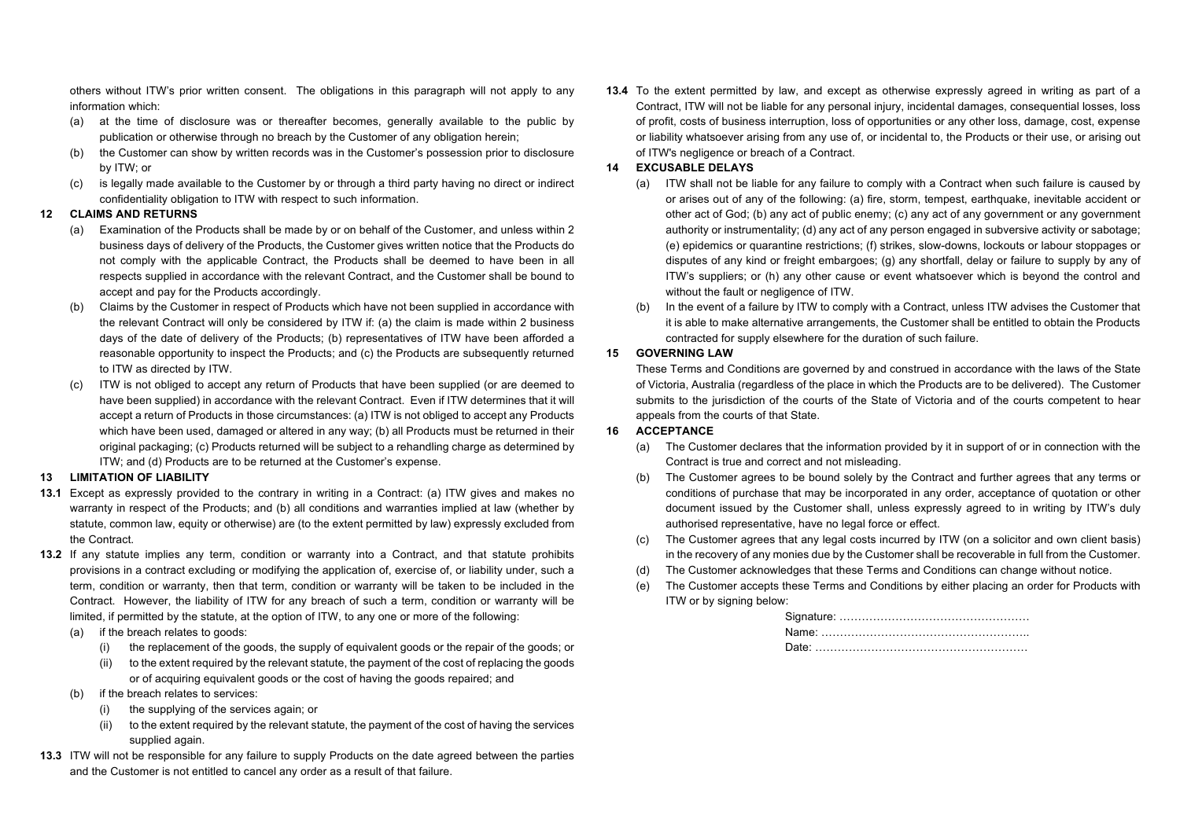others without ITW's prior written consent. The obligations in this paragraph will not apply to any information which:

(a) at the time of disclosure was or thereafter becomes, generally available to the public by publication or otherwise through no breach by the Customer of any obligation herein;

(b) the Customer can show by written records was in the Customer's possession prior to disclosure by ITW; or

(c) is legally made available to the Customer by or through a third party having no direct or indirect confidentiality obligation to ITW with respect to such information.

**12 CLAIMS AND RETURNS**

(a) Examination of the Products shall be made by or on behalf of the Customer, and unless within 2 business days of delivery of the Products, the Customer gives written notice that the Products do not comply with the applicable Contract, the Products shall be deemed to have been in all respects supplied in accordance with the relevant Contract, and the Customer shall be bound to accept and pay for the Products accordingly.

(b) Claims by the Customer in respect of Products which have not been supplied in accordance with the relevant Contract will only be considered by ITW if: (a) the claim is made within 2 business days of the date of delivery of the Products; (b) representatives of ITW have been afforded a reasonable opportunity to inspect the Products; and (c) the Products are subsequently returned to ITW as directed by ITW.

(c) ITW is not obliged to accept any return of Products that have been supplied (or are deemed to have been supplied) in accordance with the relevant Contract. Even if ITW determines that it will accept a return of Products in those circumstances: (a) ITW is not obliged to accept any Products which have been used, damaged or altered in any way; (b) all Products must be returned in their original packaging; (c) Products returned will be subject to a rehandling charge as determined by ITW; and (d) Products are to be returned at the Customer's expense.

**13 LIMITATION OF LIABILITY**

**13.1** Except as expressly provided to the contrary in writing in a Contract: (a) ITW gives and makes no warranty in respect of the Products; and (b) all conditions and warranties implied at law (whether by statute, common law, equity or otherwise) are (to the extent permitted by law) expressly excluded from the Contract.

**13.2** If any statute implies any term, condition or warranty into a Contract, and that statute prohibits provisions in a contract excluding or modifying the application of, exercise of, or liability under, such a term, condition or warranty, then that term, condition or warranty will be taken to be included in the Contract. However, the liability of ITW for any breach of such a term, condition or warranty will be limited, if permitted by the statute, at the option of ITW, to any one or more of the following:

(a) if the breach relates to goods:

  (i) the replacement of the goods, the supply of equivalent goods or the repair of the goods; or

  (ii) to the extent required by the relevant statute, the payment of the cost of replacing the goods or of acquiring equivalent goods or the cost of having the goods repaired; and

(b) if the breach relates to services:

  (i) the supplying of the services again; or

  (ii) to the extent required by the relevant statute, the payment of the cost of having the services supplied again.

**13.3** ITW will not be responsible for any failure to supply Products on the date agreed between the parties and the Customer is not entitled to cancel any order as a result of that failure.

**13.4** To the extent permitted by law, and except as otherwise expressly agreed in writing as part of a Contract, ITW will not be liable for any personal injury, incidental damages, consequential losses, loss of profit, costs of business interruption, loss of opportunities or any other loss, damage, cost, expense or liability whatsoever arising from any use of, or incidental to, the Products or their use, or arising out of ITW's negligence or breach of a Contract.

**14 EXCUSABLE DELAYS**

(a) ITW shall not be liable for any failure to comply with a Contract when such failure is caused by or arises out of any of the following: (a) fire, storm, tempest, earthquake, inevitable accident or other act of God; (b) any act of public enemy; (c) any act of any government or any government authority or instrumentality; (d) any act of any person engaged in subversive activity or sabotage; (e) epidemics or quarantine restrictions; (f) strikes, slow-downs, lockouts or labour stoppages or disputes of any kind or freight embargoes; (g) any shortfall, delay or failure to supply by any of ITW's suppliers; or (h) any other cause or event whatsoever which is beyond the control and without the fault or negligence of ITW.

(b) In the event of a failure by ITW to comply with a Contract, unless ITW advises the Customer that it is able to make alternative arrangements, the Customer shall be entitled to obtain the Products contracted for supply elsewhere for the duration of such failure.

**15 GOVERNING LAW**

These Terms and Conditions are governed by and construed in accordance with the laws of the State of Victoria, Australia (regardless of the place in which the Products are to be delivered). The Customer submits to the jurisdiction of the courts of the State of Victoria and of the courts competent to hear appeals from the courts of that State.

**16 ACCEPTANCE**

(a) The Customer declares that the information provided by it in support of or in connection with the Contract is true and correct and not misleading.

(b) The Customer agrees to be bound solely by the Contract and further agrees that any terms or conditions of purchase that may be incorporated in any order, acceptance of quotation or other document issued by the Customer shall, unless expressly agreed to in writing by ITW's duly authorised representative, have no legal force or effect.

(c) The Customer agrees that any legal costs incurred by ITW (on a solicitor and own client basis) in the recovery of any monies due by the Customer shall be recoverable in full from the Customer.

(d) The Customer acknowledges that these Terms and Conditions can change without notice.

(e) The Customer accepts these Terms and Conditions by either placing an order for Products with ITW or by signing below:

Signature: ……………………………………………

Name: ………………………………………………..

Date: …………………………………………………